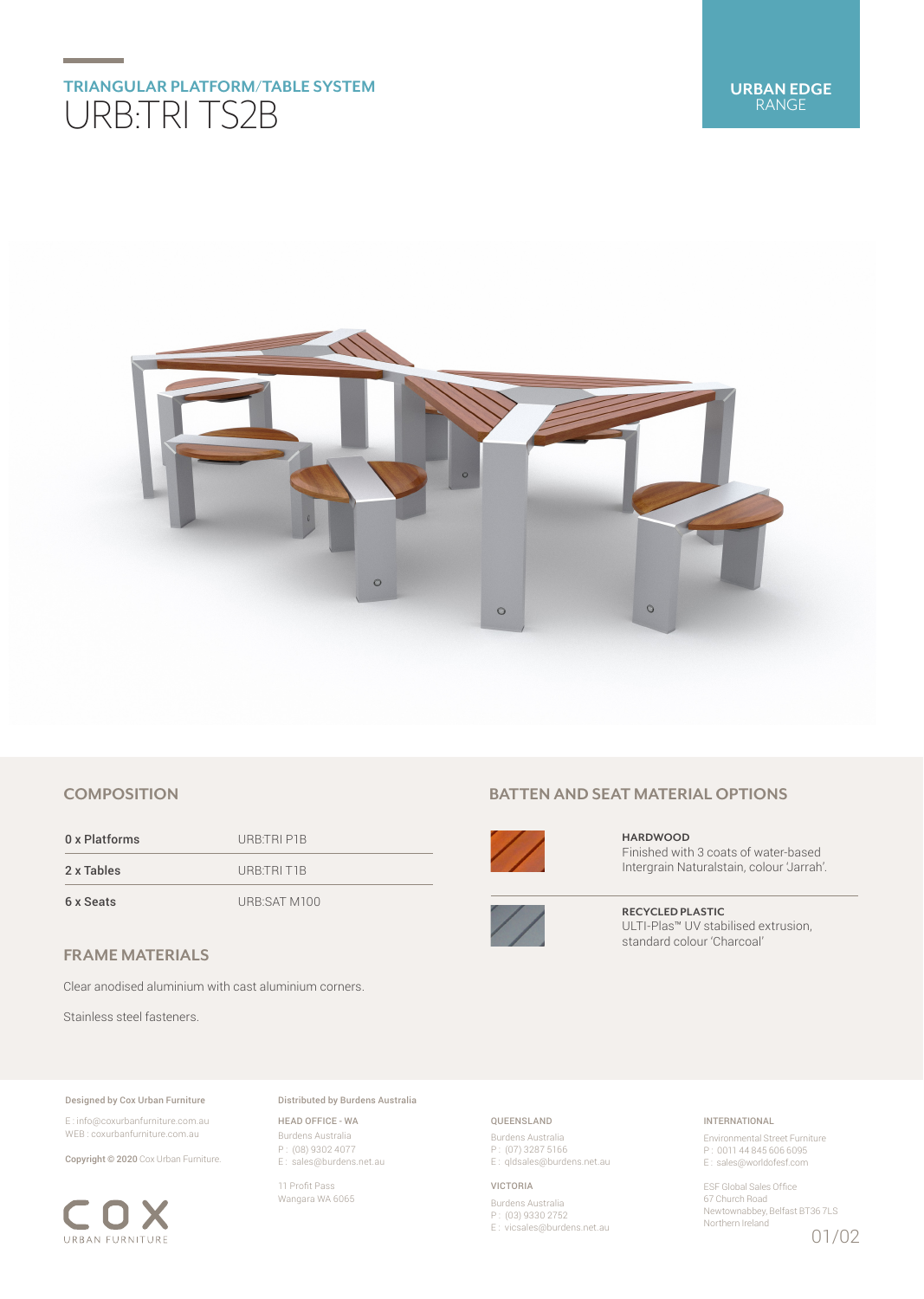## TRIANGULAR PLATFORM/TABLE SYSTEM

# URB:TRI TS2B

**URBAN EDGE** RANGE

## COMPOSITION

| | |
|---|---|
| 0 x Platforms | URB:TRI P1B |
| 2 x Tables | URB:TRI T1B |
| 6 x Seats | URB:SAT M100 |

## FRAME MATERIALS

Clear anodised aluminium with cast aluminium corners.

Stainless steel fasteners.

## BATTEN AND SEAT MATERIAL OPTIONS

**HARDWOOD**
Finished with 3 coats of water-based Intergrain Naturalstain, colour 'Jarrah'.

**RECYCLED PLASTIC**
ULTI-Plas™ UV stabilised extrusion, standard colour 'Charcoal'

**Designed by Cox Urban Furniture**

E : info@coxurbanfurniture.com.au
WEB : coxurbanfurniture.com.au

**Copyright © 2020** Cox Urban Furniture.

COX URBAN FURNITURE

**Distributed by Burdens Australia**

HEAD OFFICE - WA
Burdens Australia
P : (08) 9302 4077
E : sales@burdens.net.au

11 Profit Pass
Wangara WA 6065

QUEENSLAND
Burdens Australia
P : (07) 3287 5166
E : qldsales@burdens.net.au

VICTORIA
Burdens Australia
P : (03) 9330 2752
E : vicsales@burdens.net.au

INTERNATIONAL
Environmental Street Furniture
P : 0011 44 845 606 6095
E : sales@worldofesf.com

ESF Global Sales Office
67 Church Road
Newtownabbey, Belfast BT36 7LS
Northern Ireland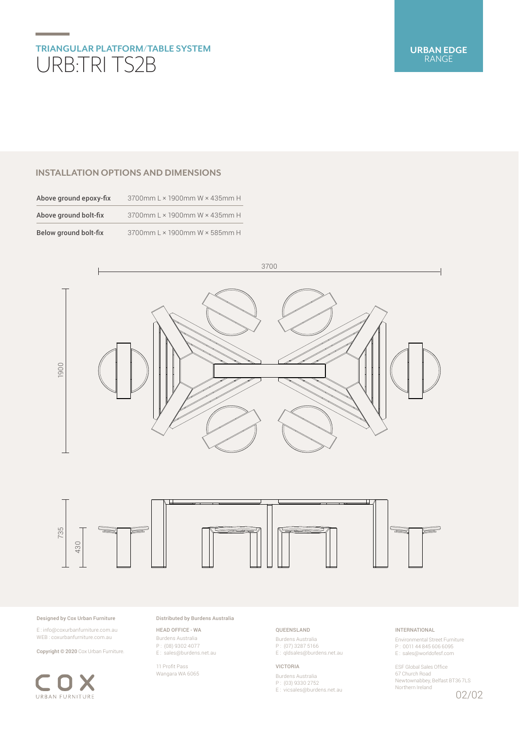## TRIANGULAR PLATFORM/TABLE SYSTEM

# URB:TRI TS2B

**URBAN EDGE** RANGE

## INSTALLATION OPTIONS AND DIMENSIONS

| | |
|---|---|
| **Above ground epoxy-fix** | 3700mm L × 1900mm W × 435mm H |
| **Above ground bolt-fix** | 3700mm L × 1900mm W × 435mm H |
| **Below ground bolt-fix** | 3700mm L × 1900mm W × 585mm H |

3700

1900

735

430

**Designed by Cox Urban Furniture**

E : info@coxurbanfurniture.com.au
WEB : coxurbanfurniture.com.au

**Copyright © 2020** Cox Urban Furniture.

COX URBAN FURNITURE

**Distributed by Burdens Australia**

HEAD OFFICE - WA
Burdens Australia
P : (08) 9302 4077
E : sales@burdens.net.au

11 Profit Pass
Wangara WA 6065

QUEENSLAND
Burdens Australia
P : (07) 3287 5166
E : qldsales@burdens.net.au

VICTORIA
Burdens Australia
P : (03) 9330 2752
E : vicsales@burdens.net.au

INTERNATIONAL
Environmental Street Furniture
P : 0011 44 845 606 6095
E : sales@worldofesf.com

ESF Global Sales Office
67 Church Road
Newtownabbey, Belfast BT36 7LS
Northern Ireland